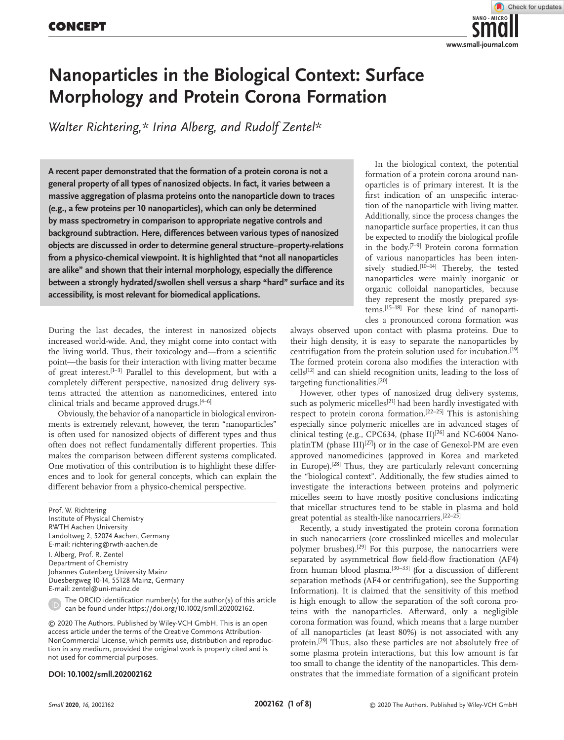CONCEPT

# Nanoparticles in the Biological Context: Surface Morphology and Protein Corona Formation

*Walter Richtering,\* Irina Alberg, and Rudolf Zentel\**

**A recent paper demonstrated that the formation of a protein corona is not a general property of all types of nanosized objects. In fact, it varies between a massive aggregation of plasma proteins onto the nanoparticle down to traces (e.g., a few proteins per 10 nanoparticles), which can only be determined by mass spectrometry in comparison to appropriate negative controls and background subtraction. Here, differences between various types of nanosized objects are discussed in order to determine general structure–property-relations from a physico-chemical viewpoint. It is highlighted that "not all nanoparticles are alike" and shown that their internal morphology, especially the difference between a strongly hydrated/swollen shell versus a sharp "hard" surface and its accessibility, is most relevant for biomedical applications.**

During the last decades, the interest in nanosized objects increased world-wide. And, they might come into contact with the living world. Thus, their toxicology and—from a scientific point—the basis for their interaction with living matter became of great interest.[1–3] Parallel to this development, but with a completely different perspective, nanosized drug delivery systems attracted the attention as nanomedicines, entered into clinical trials and became approved drugs.[4–6]

Obviously, the behavior of a nanoparticle in biological environments is extremely relevant, however, the term "nanoparticles" is often used for nanosized objects of different types and thus often does not reflect fundamentally different properties. This makes the comparison between different systems complicated. One motivation of this contribution is to highlight these differences and to look for general concepts, which can explain the different behavior from a physico-chemical perspective.

In the biological context, the potential formation of a protein corona around nanoparticles is of primary interest. It is the first indication of an unspecific interaction of the nanoparticle with living matter. Additionally, since the process changes the nanoparticle surface properties, it can thus be expected to modify the biological profile in the body.[7–9] Protein corona formation of various nanoparticles has been intensively studied.[10–14] Thereby, the tested nanoparticles were mainly inorganic or organic colloidal nanoparticles, because they represent the mostly prepared systems.[15–18] For these kind of nanoparticles a pronounced corona formation was always observed upon contact with plasma proteins. Due to their high density, it is easy to separate the nanoparticles by centrifugation from the protein solution used for incubation.[19] The formed protein corona also modifies the interaction with cells[12] and can shield recognition units, leading to the loss of targeting functionalities.[20]

However, other types of nanosized drug delivery systems, such as polymeric micelles[21] had been hardly investigated with respect to protein corona formation.[22–25] This is astonishing especially since polymeric micelles are in advanced stages of clinical testing (e.g., CPC634, (phase II)[26] and NC-6004 NanoplatinTM (phase III)[27]) or in the case of Genexol-PM are even approved nanomedicines (approved in Korea and marketed in Europe).[28] Thus, they are particularly relevant concerning the "biological context". Additionally, the few studies aimed to investigate the interactions between proteins and polymeric micelles seem to have mostly positive conclusions indicating that micellar structures tend to be stable in plasma and hold great potential as stealth-like nanocarriers.[22–25]

Recently, a study investigated the protein corona formation in such nanocarriers (core crosslinked micelles and molecular polymer brushes).[29] For this purpose, the nanocarriers were separated by asymmetrical flow field-flow fractionation (AF4) from human blood plasma.[30–33] (for a discussion of different separation methods (AF4 or centrifugation), see the Supporting Information). It is claimed that the sensitivity of this method is high enough to allow the separation of the soft corona proteins with the nanoparticles. Afterward, only a negligible corona formation was found, which means that a large number of all nanoparticles (at least 80%) is not associated with any protein.[29] Thus, also these particles are not absolutely free of some plasma protein interactions, but this low amount is far too small to change the identity of the nanoparticles. This demonstrates that the immediate formation of a significant protein

Prof. W. Richtering
Institute of Physical Chemistry
RWTH Aachen University
Landoltweg 2, 52074 Aachen, Germany
E-mail: richtering@rwth-aachen.de

I. Alberg, Prof. R. Zentel
Department of Chemistry
Johannes Gutenberg University Mainz
Duesbergweg 10-14, 55128 Mainz, Germany
E-mail: zentel@uni-mainz.de

The ORCID identification number(s) for the author(s) of this article can be found under https://doi.org/10.1002/smll.202002162.

© 2020 The Authors. Published by Wiley-VCH GmbH. This is an open access article under the terms of the Creative Commons Attribution-NonCommercial License, which permits use, distribution and reproduction in any medium, provided the original work is properly cited and is not used for commercial purposes.

**DOI: 10.1002/smll.202002162**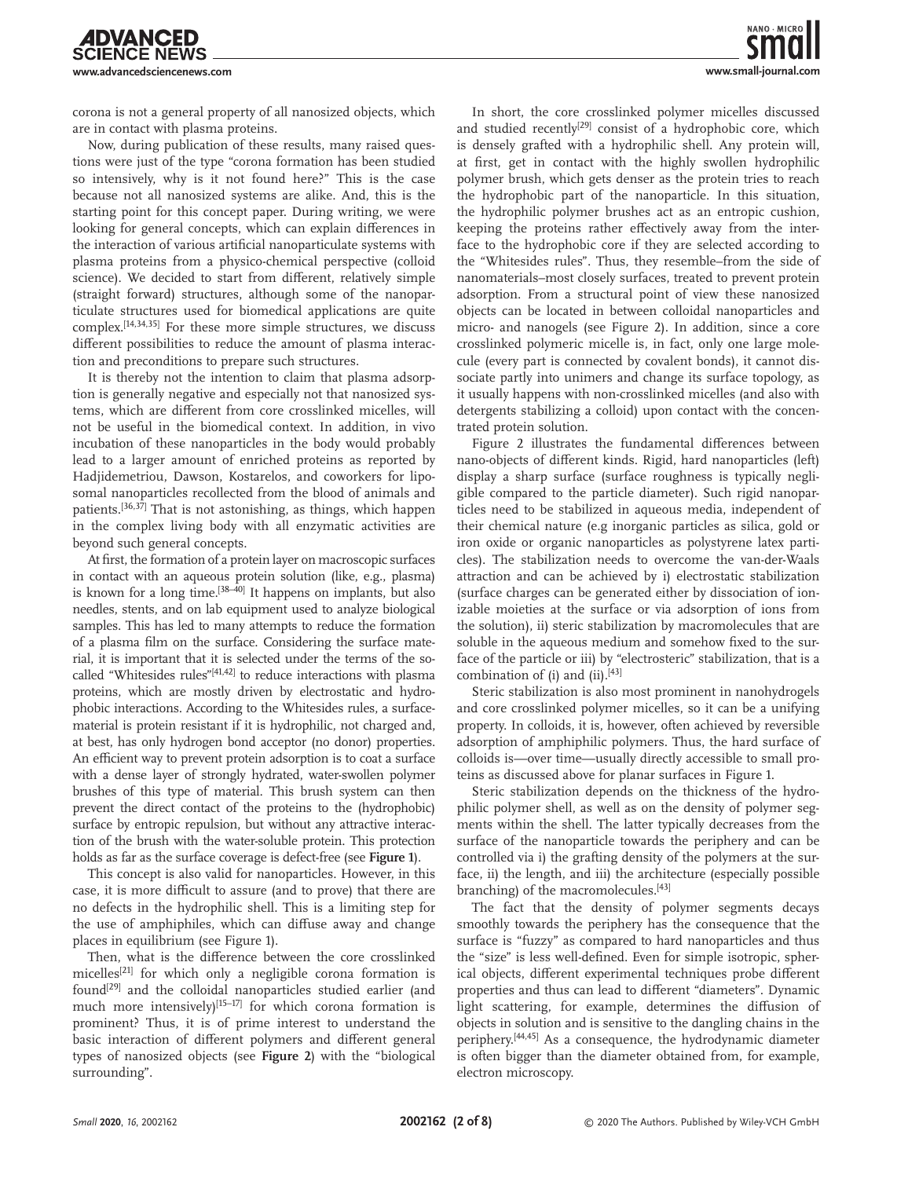corona is not a general property of all nanosized objects, which are in contact with plasma proteins.

Now, during publication of these results, many raised questions were just of the type "corona formation has been studied so intensively, why is it not found here?" This is the case because not all nanosized systems are alike. And, this is the starting point for this concept paper. During writing, we were looking for general concepts, which can explain differences in the interaction of various artificial nanoparticulate systems with plasma proteins from a physico-chemical perspective (colloid science). We decided to start from different, relatively simple (straight forward) structures, although some of the nanoparticulate structures used for biomedical applications are quite complex.[14,34,35] For these more simple structures, we discuss different possibilities to reduce the amount of plasma interaction and preconditions to prepare such structures.

It is thereby not the intention to claim that plasma adsorption is generally negative and especially not that nanosized systems, which are different from core crosslinked micelles, will not be useful in the biomedical context. In addition, in vivo incubation of these nanoparticles in the body would probably lead to a larger amount of enriched proteins as reported by Hadjidemetriou, Dawson, Kostarelos, and coworkers for liposomal nanoparticles recollected from the blood of animals and patients.[36,37] That is not astonishing, as things, which happen in the complex living body with all enzymatic activities are beyond such general concepts.

At first, the formation of a protein layer on macroscopic surfaces in contact with an aqueous protein solution (like, e.g., plasma) is known for a long time.[38–40] It happens on implants, but also needles, stents, and on lab equipment used to analyze biological samples. This has led to many attempts to reduce the formation of a plasma film on the surface. Considering the surface material, it is important that it is selected under the terms of the so-called "Whitesides rules"[41,42] to reduce interactions with plasma proteins, which are mostly driven by electrostatic and hydrophobic interactions. According to the Whitesides rules, a surface-material is protein resistant if it is hydrophilic, not charged and, at best, has only hydrogen bond acceptor (no donor) properties. An efficient way to prevent protein adsorption is to coat a surface with a dense layer of strongly hydrated, water-swollen polymer brushes of this type of material. This brush system can then prevent the direct contact of the proteins to the (hydrophobic) surface by entropic repulsion, but without any attractive interaction of the brush with the water-soluble protein. This protection holds as far as the surface coverage is defect-free (see **Figure 1**).

This concept is also valid for nanoparticles. However, in this case, it is more difficult to assure (and to prove) that there are no defects in the hydrophilic shell. This is a limiting step for the use of amphiphiles, which can diffuse away and change places in equilibrium (see Figure 1).

Then, what is the difference between the core crosslinked micelles[21] for which only a negligible corona formation is found[29] and the colloidal nanoparticles studied earlier (and much more intensively)[15–17] for which corona formation is prominent? Thus, it is of prime interest to understand the basic interaction of different polymers and different general types of nanosized objects (see **Figure 2**) with the "biological surrounding".

In short, the core crosslinked polymer micelles discussed and studied recently[29] consist of a hydrophobic core, which is densely grafted with a hydrophilic shell. Any protein will, at first, get in contact with the highly swollen hydrophilic polymer brush, which gets denser as the protein tries to reach the hydrophobic part of the nanoparticle. In this situation, the hydrophilic polymer brushes act as an entropic cushion, keeping the proteins rather effectively away from the interface to the hydrophobic core if they are selected according to the "Whitesides rules". Thus, they resemble–from the side of nanomaterials–most closely surfaces, treated to prevent protein adsorption. From a structural point of view these nanosized objects can be located in between colloidal nanoparticles and micro- and nanogels (see Figure 2). In addition, since a core crosslinked polymeric micelle is, in fact, only one large molecule (every part is connected by covalent bonds), it cannot dissociate partly into unimers and change its surface topology, as it usually happens with non-crosslinked micelles (and also with detergents stabilizing a colloid) upon contact with the concentrated protein solution.

Figure 2 illustrates the fundamental differences between nano-objects of different kinds. Rigid, hard nanoparticles (left) display a sharp surface (surface roughness is typically negligible compared to the particle diameter). Such rigid nanoparticles need to be stabilized in aqueous media, independent of their chemical nature (e.g inorganic particles as silica, gold or iron oxide or organic nanoparticles as polystyrene latex particles). The stabilization needs to overcome the van-der-Waals attraction and can be achieved by i) electrostatic stabilization (surface charges can be generated either by dissociation of ionizable moieties at the surface or via adsorption of ions from the solution), ii) steric stabilization by macromolecules that are soluble in the aqueous medium and somehow fixed to the surface of the particle or iii) by "electrosteric" stabilization, that is a combination of (i) and (ii).[43]

Steric stabilization is also most prominent in nanohydrogels and core crosslinked polymer micelles, so it can be a unifying property. In colloids, it is, however, often achieved by reversible adsorption of amphiphilic polymers. Thus, the hard surface of colloids is—over time—usually directly accessible to small proteins as discussed above for planar surfaces in Figure 1.

Steric stabilization depends on the thickness of the hydrophilic polymer shell, as well as on the density of polymer segments within the shell. The latter typically decreases from the surface of the nanoparticle towards the periphery and can be controlled via i) the grafting density of the polymers at the surface, ii) the length, and iii) the architecture (especially possible branching) of the macromolecules.[43]

The fact that the density of polymer segments decays smoothly towards the periphery has the consequence that the surface is "fuzzy" as compared to hard nanoparticles and thus the "size" is less well-defined. Even for simple isotropic, spherical objects, different experimental techniques probe different properties and thus can lead to different "diameters". Dynamic light scattering, for example, determines the diffusion of objects in solution and is sensitive to the dangling chains in the periphery.[44,45] As a consequence, the hydrodynamic diameter is often bigger than the diameter obtained from, for example, electron microscopy.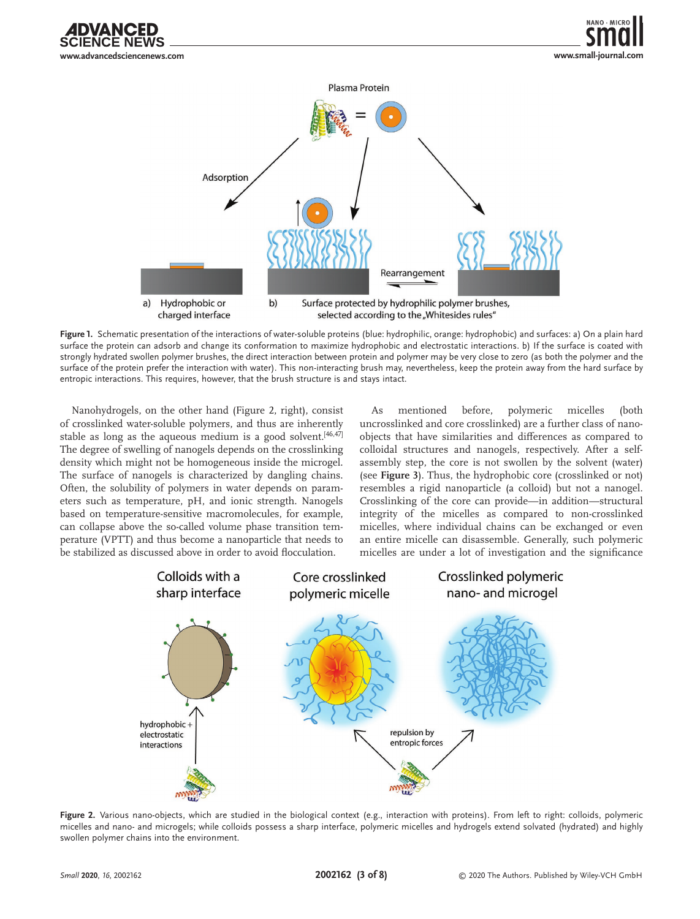**Figure 1.** Schematic presentation of the interactions of water-soluble proteins (blue: hydrophilic, orange: hydrophobic) and surfaces: a) On a plain hard surface the protein can adsorb and change its conformation to maximize hydrophobic and electrostatic interactions. b) If the surface is coated with strongly hydrated swollen polymer brushes, the direct interaction between protein and polymer may be very close to zero (as both the polymer and the surface of the protein prefer the interaction with water). This non-interacting brush may, nevertheless, keep the protein away from the hard surface by entropic interactions. This requires, however, that the brush structure is and stays intact.

Nanohydrogels, on the other hand (Figure 2, right), consist of crosslinked water-soluble polymers, and thus are inherently stable as long as the aqueous medium is a good solvent.[46,47] The degree of swelling of nanogels depends on the crosslinking density which might not be homogeneous inside the microgel. The surface of nanogels is characterized by dangling chains. Often, the solubility of polymers in water depends on parameters such as temperature, pH, and ionic strength. Nanogels based on temperature-sensitive macromolecules, for example, can collapse above the so-called volume phase transition temperature (VPTT) and thus become a nanoparticle that needs to be stabilized as discussed above in order to avoid flocculation.

As mentioned before, polymeric micelles (both uncrosslinked and core crosslinked) are a further class of nano-objects that have similarities and differences as compared to colloidal structures and nanogels, respectively. After a self-assembly step, the core is not swollen by the solvent (water) (see **Figure 3**). Thus, the hydrophobic core (crosslinked or not) resembles a rigid nanoparticle (a colloid) but not a nanogel. Crosslinking of the core can provide—in addition—structural integrity of the micelles as compared to non-crosslinked micelles, where individual chains can be exchanged or even an entire micelle can disassemble. Generally, such polymeric micelles are under a lot of investigation and the significance

**Figure 2.** Various nano-objects, which are studied in the biological context (e.g., interaction with proteins). From left to right: colloids, polymeric micelles and nano- and microgels; while colloids possess a sharp interface, polymeric micelles and hydrogels extend solvated (hydrated) and highly swollen polymer chains into the environment.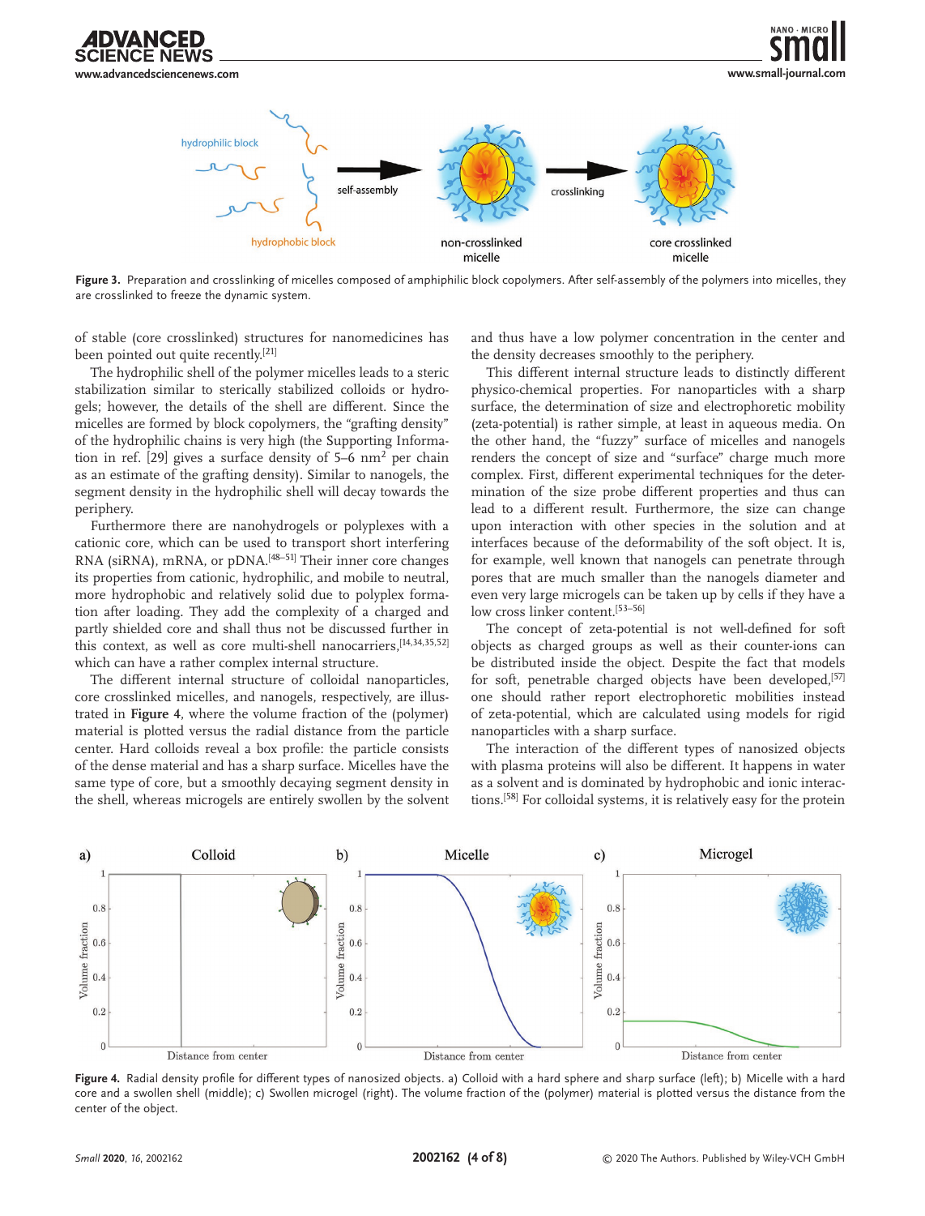Figure 3. Preparation and crosslinking of micelles composed of amphiphilic block copolymers. After self-assembly of the polymers into micelles, they are crosslinked to freeze the dynamic system.

of stable (core crosslinked) structures for nanomedicines has been pointed out quite recently.[21]

The hydrophilic shell of the polymer micelles leads to a steric stabilization similar to sterically stabilized colloids or hydrogels; however, the details of the shell are different. Since the micelles are formed by block copolymers, the "grafting density" of the hydrophilic chains is very high (the Supporting Information in ref. [29] gives a surface density of 5–6 $nm^2$ per chain as an estimate of the grafting density). Similar to nanogels, the segment density in the hydrophilic shell will decay towards the periphery.

Furthermore there are nanohydrogels or polyplexes with a cationic core, which can be used to transport short interfering RNA (siRNA), mRNA, or pDNA.[48–51] Their inner core changes its properties from cationic, hydrophilic, and mobile to neutral, more hydrophobic and relatively solid due to polyplex formation after loading. They add the complexity of a charged and partly shielded core and shall thus not be discussed further in this context, as well as core multi-shell nanocarriers,[14,34,35,52] which can have a rather complex internal structure.

The different internal structure of colloidal nanoparticles, core crosslinked micelles, and nanogels, respectively, are illustrated in **Figure 4**, where the volume fraction of the (polymer) material is plotted versus the radial distance from the particle center. Hard colloids reveal a box profile: the particle consists of the dense material and has a sharp surface. Micelles have the same type of core, but a smoothly decaying segment density in the shell, whereas microgels are entirely swollen by the solvent and thus have a low polymer concentration in the center and the density decreases smoothly to the periphery.

This different internal structure leads to distinctly different physico-chemical properties. For nanoparticles with a sharp surface, the determination of size and electrophoretic mobility (zeta-potential) is rather simple, at least in aqueous media. On the other hand, the "fuzzy" surface of micelles and nanogels renders the concept of size and "surface" charge much more complex. First, different experimental techniques for the determination of the size probe different properties and thus can lead to a different result. Furthermore, the size can change upon interaction with other species in the solution and at interfaces because of the deformability of the soft object. It is, for example, well known that nanogels can penetrate through pores that are much smaller than the nanogels diameter and even very large microgels can be taken up by cells if they have a low cross linker content.[53–56]

The concept of zeta-potential is not well-defined for soft objects as charged groups as well as their counter-ions can be distributed inside the object. Despite the fact that models for soft, penetrable charged objects have been developed,[57] one should rather report electrophoretic mobilities instead of zeta-potential, which are calculated using models for rigid nanoparticles with a sharp surface.

The interaction of the different types of nanosized objects with plasma proteins will also be different. It happens in water as a solvent and is dominated by hydrophobic and ionic interactions.[58] For colloidal systems, it is relatively easy for the protein

Figure 4. Radial density profile for different types of nanosized objects. a) Colloid with a hard sphere and sharp surface (left); b) Micelle with a hard core and a swollen shell (middle); c) Swollen microgel (right). The volume fraction of the (polymer) material is plotted versus the distance from the center of the object.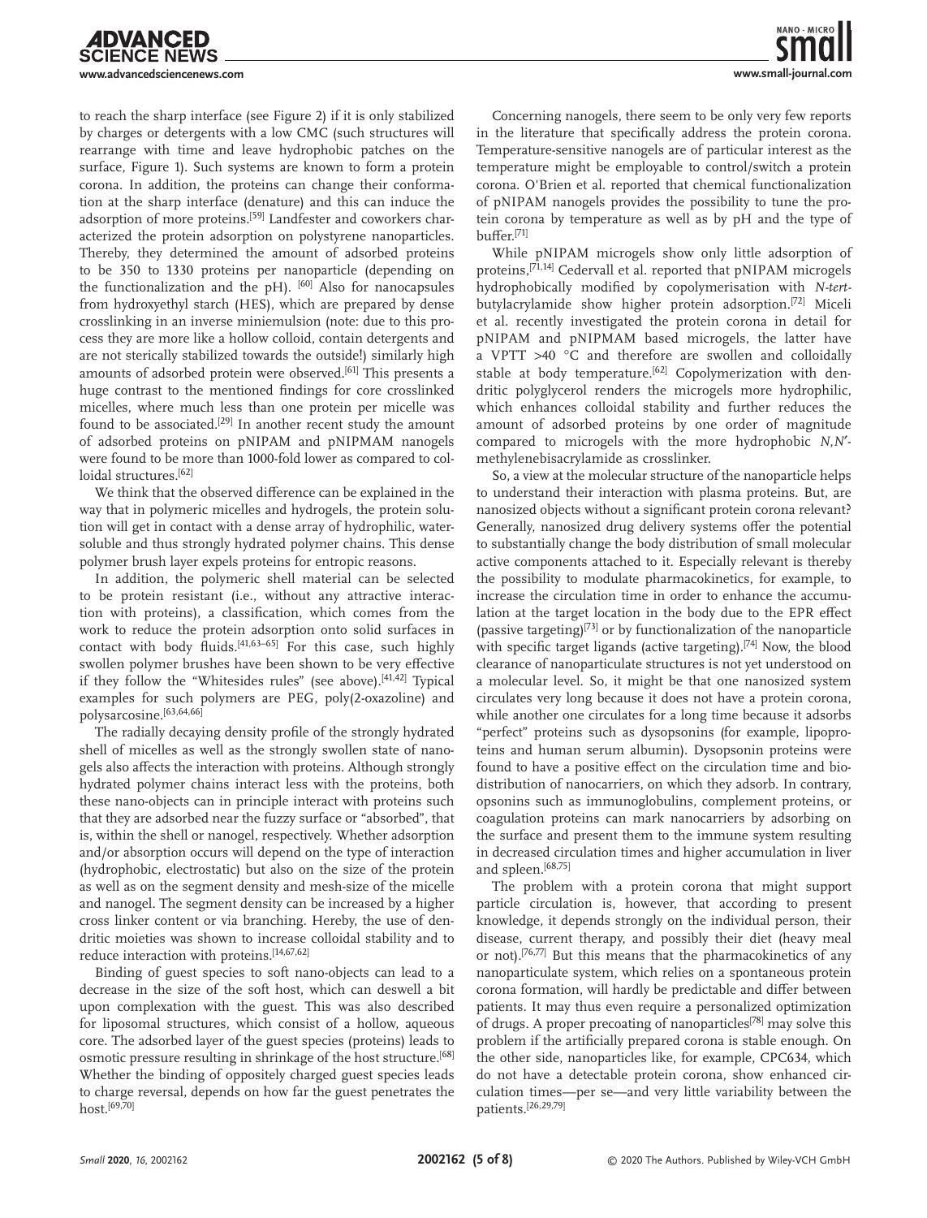to reach the sharp interface (see Figure 2) if it is only stabilized by charges or detergents with a low CMC (such structures will rearrange with time and leave hydrophobic patches on the surface, Figure 1). Such systems are known to form a protein corona. In addition, the proteins can change their conformation at the sharp interface (denature) and this can induce the adsorption of more proteins.[59] Landfester and coworkers characterized the protein adsorption on polystyrene nanoparticles. Thereby, they determined the amount of adsorbed proteins to be 350 to 1330 proteins per nanoparticle (depending on the functionalization and the pH). [60] Also for nanocapsules from hydroxyethyl starch (HES), which are prepared by dense crosslinking in an inverse miniemulsion (note: due to this process they are more like a hollow colloid, contain detergents and are not sterically stabilized towards the outside!) similarly high amounts of adsorbed protein were observed.[61] This presents a huge contrast to the mentioned findings for core crosslinked micelles, where much less than one protein per micelle was found to be associated.[29] In another recent study the amount of adsorbed proteins on pNIPAM and pNIPMAM nanogels were found to be more than 1000-fold lower as compared to colloidal structures.[62]

We think that the observed difference can be explained in the way that in polymeric micelles and hydrogels, the protein solution will get in contact with a dense array of hydrophilic, water-soluble and thus strongly hydrated polymer chains. This dense polymer brush layer expels proteins for entropic reasons.

In addition, the polymeric shell material can be selected to be protein resistant (i.e., without any attractive interaction with proteins), a classification, which comes from the work to reduce the protein adsorption onto solid surfaces in contact with body fluids.[41,63–65] For this case, such highly swollen polymer brushes have been shown to be very effective if they follow the "Whitesides rules" (see above).[41,42] Typical examples for such polymers are PEG, poly(2-oxazoline) and polysarcosine.[63,64,66]

The radially decaying density profile of the strongly hydrated shell of micelles as well as the strongly swollen state of nanogels also affects the interaction with proteins. Although strongly hydrated polymer chains interact less with the proteins, both these nano-objects can in principle interact with proteins such that they are adsorbed near the fuzzy surface or "absorbed", that is, within the shell or nanogel, respectively. Whether adsorption and/or absorption occurs will depend on the type of interaction (hydrophobic, electrostatic) but also on the size of the protein as well as on the segment density and mesh-size of the micelle and nanogel. The segment density can be increased by a higher cross linker content or via branching. Hereby, the use of dendritic moieties was shown to increase colloidal stability and to reduce interaction with proteins.[14,67,62]

Binding of guest species to soft nano-objects can lead to a decrease in the size of the soft host, which can deswell a bit upon complexation with the guest. This was also described for liposomal structures, which consist of a hollow, aqueous core. The adsorbed layer of the guest species (proteins) leads to osmotic pressure resulting in shrinkage of the host structure.[68] Whether the binding of oppositely charged guest species leads to charge reversal, depends on how far the guest penetrates the host.[69,70]

Concerning nanogels, there seem to be only very few reports in the literature that specifically address the protein corona. Temperature-sensitive nanogels are of particular interest as the temperature might be employable to control/switch a protein corona. O'Brien et al. reported that chemical functionalization of pNIPAM nanogels provides the possibility to tune the protein corona by temperature as well as by pH and the type of buffer.[71]

While pNIPAM microgels show only little adsorption of proteins,[71,14] Cedervall et al. reported that pNIPAM microgels hydrophobically modified by copolymerisation with *N-tert*-butylacrylamide show higher protein adsorption.[72] Miceli et al. recently investigated the protein corona in detail for pNIPAM and pNIPMAM based microgels, the latter have a VPTT >40 °C and therefore are swollen and colloidally stable at body temperature.[62] Copolymerization with dendritic polyglycerol renders the microgels more hydrophilic, which enhances colloidal stability and further reduces the amount of adsorbed proteins by one order of magnitude compared to microgels with the more hydrophobic *N,N′*-methylenebisacrylamide as crosslinker.

So, a view at the molecular structure of the nanoparticle helps to understand their interaction with plasma proteins. But, are nanosized objects without a significant protein corona relevant? Generally, nanosized drug delivery systems offer the potential to substantially change the body distribution of small molecular active components attached to it. Especially relevant is thereby the possibility to modulate pharmacokinetics, for example, to increase the circulation time in order to enhance the accumulation at the target location in the body due to the EPR effect (passive targeting)[73] or by functionalization of the nanoparticle with specific target ligands (active targeting).[74] Now, the blood clearance of nanoparticulate structures is not yet understood on a molecular level. So, it might be that one nanosized system circulates very long because it does not have a protein corona, while another one circulates for a long time because it adsorbs "perfect" proteins such as dysopsonins (for example, lipoproteins and human serum albumin). Dysopsonin proteins were found to have a positive effect on the circulation time and biodistribution of nanocarriers, on which they adsorb. In contrary, opsonins such as immunoglobulins, complement proteins, or coagulation proteins can mark nanocarriers by adsorbing on the surface and present them to the immune system resulting in decreased circulation times and higher accumulation in liver and spleen.[68,75]

The problem with a protein corona that might support particle circulation is, however, that according to present knowledge, it depends strongly on the individual person, their disease, current therapy, and possibly their diet (heavy meal or not).[76,77] But this means that the pharmacokinetics of any nanoparticulate system, which relies on a spontaneous protein corona formation, will hardly be predictable and differ between patients. It may thus even require a personalized optimization of drugs. A proper precoating of nanoparticles[78] may solve this problem if the artificially prepared corona is stable enough. On the other side, nanoparticles like, for example, CPC634, which do not have a detectable protein corona, show enhanced circulation times—per se—and very little variability between the patients.[26,29,79]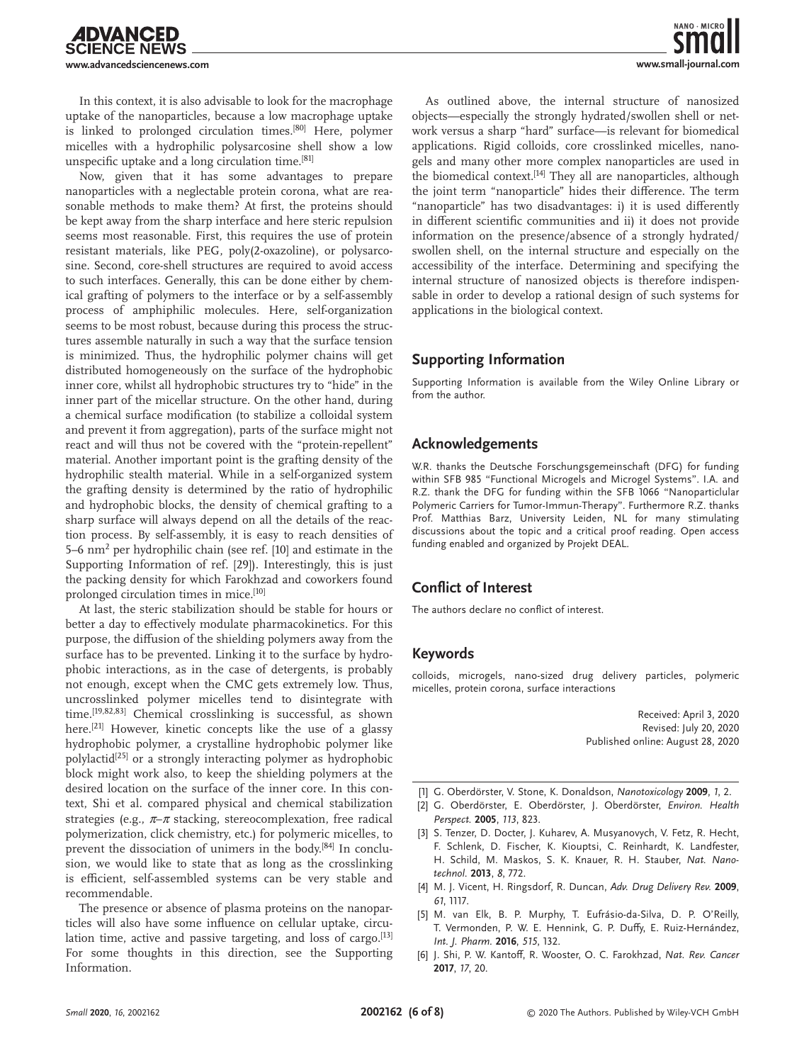In this context, it is also advisable to look for the macrophage uptake of the nanoparticles, because a low macrophage uptake is linked to prolonged circulation times.[80] Here, polymer micelles with a hydrophilic polysarcosine shell show a low unspecific uptake and a long circulation time.[81]

Now, given that it has some advantages to prepare nanoparticles with a neglectable protein corona, what are reasonable methods to make them? At first, the proteins should be kept away from the sharp interface and here steric repulsion seems most reasonable. First, this requires the use of protein resistant materials, like PEG, poly(2-oxazoline), or polysarcosine. Second, core-shell structures are required to avoid access to such interfaces. Generally, this can be done either by chemical grafting of polymers to the interface or by a self-assembly process of amphiphilic molecules. Here, self-organization seems to be most robust, because during this process the structures assemble naturally in such a way that the surface tension is minimized. Thus, the hydrophilic polymer chains will get distributed homogeneously on the surface of the hydrophobic inner core, whilst all hydrophobic structures try to "hide" in the inner part of the micellar structure. On the other hand, during a chemical surface modification (to stabilize a colloidal system and prevent it from aggregation), parts of the surface might not react and will thus not be covered with the "protein-repellent" material. Another important point is the grafting density of the hydrophilic stealth material. While in a self-organized system the grafting density is determined by the ratio of hydrophilic and hydrophobic blocks, the density of chemical grafting to a sharp surface will always depend on all the details of the reaction process. By self-assembly, it is easy to reach densities of 5–6 $nm^2$ per hydrophilic chain (see ref. [10] and estimate in the Supporting Information of ref. [29]). Interestingly, this is just the packing density for which Farokhzad and coworkers found prolonged circulation times in mice.[10]

At last, the steric stabilization should be stable for hours or better a day to effectively modulate pharmacokinetics. For this purpose, the diffusion of the shielding polymers away from the surface has to be prevented. Linking it to the surface by hydrophobic interactions, as in the case of detergents, is probably not enough, except when the CMC gets extremely low. Thus, uncrosslinked polymer micelles tend to disintegrate with time.[19,82,83] Chemical crosslinking is successful, as shown here.[21] However, kinetic concepts like the use of a glassy hydrophobic polymer, a crystalline hydrophobic polymer like polylactid[25] or a strongly interacting polymer as hydrophobic block might work also, to keep the shielding polymers at the desired location on the surface of the inner core. In this context, Shi et al. compared physical and chemical stabilization strategies (e.g., $\pi$–$\pi$ stacking, stereocomplexation, free radical polymerization, click chemistry, etc.) for polymeric micelles, to prevent the dissociation of unimers in the body.[84] In conclusion, we would like to state that as long as the crosslinking is efficient, self-assembled systems can be very stable and recommendable.

The presence or absence of plasma proteins on the nanoparticles will also have some influence on cellular uptake, circulation time, active and passive targeting, and loss of cargo.[13] For some thoughts in this direction, see the Supporting Information.

As outlined above, the internal structure of nanosized objects—especially the strongly hydrated/swollen shell or network versus a sharp "hard" surface—is relevant for biomedical applications. Rigid colloids, core crosslinked micelles, nanogels and many other more complex nanoparticles are used in the biomedical context.[14] They all are nanoparticles, although the joint term "nanoparticle" hides their difference. The term "nanoparticle" has two disadvantages: i) it is used differently in different scientific communities and ii) it does not provide information on the presence/absence of a strongly hydrated/swollen shell, on the internal structure and especially on the accessibility of the interface. Determining and specifying the internal structure of nanosized objects is therefore indispensable in order to develop a rational design of such systems for applications in the biological context.

## Supporting Information

Supporting Information is available from the Wiley Online Library or from the author.

## Acknowledgements

W.R. thanks the Deutsche Forschungsgemeinschaft (DFG) for funding within SFB 985 "Functional Microgels and Microgel Systems". I.A. and R.Z. thank the DFG for funding within the SFB 1066 "Nanoparticlular Polymeric Carriers for Tumor-Immun-Therapy". Furthermore R.Z. thanks Prof. Matthias Barz, University Leiden, NL for many stimulating discussions about the topic and a critical proof reading. Open access funding enabled and organized by Projekt DEAL.

## Conflict of Interest

The authors declare no conflict of interest.

## Keywords

colloids, microgels, nano-sized drug delivery particles, polymeric micelles, protein corona, surface interactions

Received: April 3, 2020
Revised: July 20, 2020
Published online: August 28, 2020

[1] G. Oberdörster, V. Stone, K. Donaldson, *Nanotoxicology* **2009**, *1*, 2.
[2] G. Oberdörster, E. Oberdörster, J. Oberdörster, *Environ. Health Perspect.* **2005**, *113*, 823.
[3] S. Tenzer, D. Docter, J. Kuharev, A. Musyanovych, V. Fetz, R. Hecht, F. Schlenk, D. Fischer, K. Kiouptsi, C. Reinhardt, K. Landfester, H. Schild, M. Maskos, S. K. Knauer, R. H. Stauber, *Nat. Nanotechnol.* **2013**, *8*, 772.
[4] M. J. Vicent, H. Ringsdorf, R. Duncan, *Adv. Drug Delivery Rev.* **2009**, *61*, 1117.
[5] M. van Elk, B. P. Murphy, T. Eufrásio-da-Silva, D. P. O'Reilly, T. Vermonden, P. W. E. Hennink, G. P. Duffy, E. Ruiz-Hernández, *Int. J. Pharm.* **2016**, *515*, 132.
[6] J. Shi, P. W. Kantoff, R. Wooster, O. C. Farokhzad, *Nat. Rev. Cancer* **2017**, *17*, 20.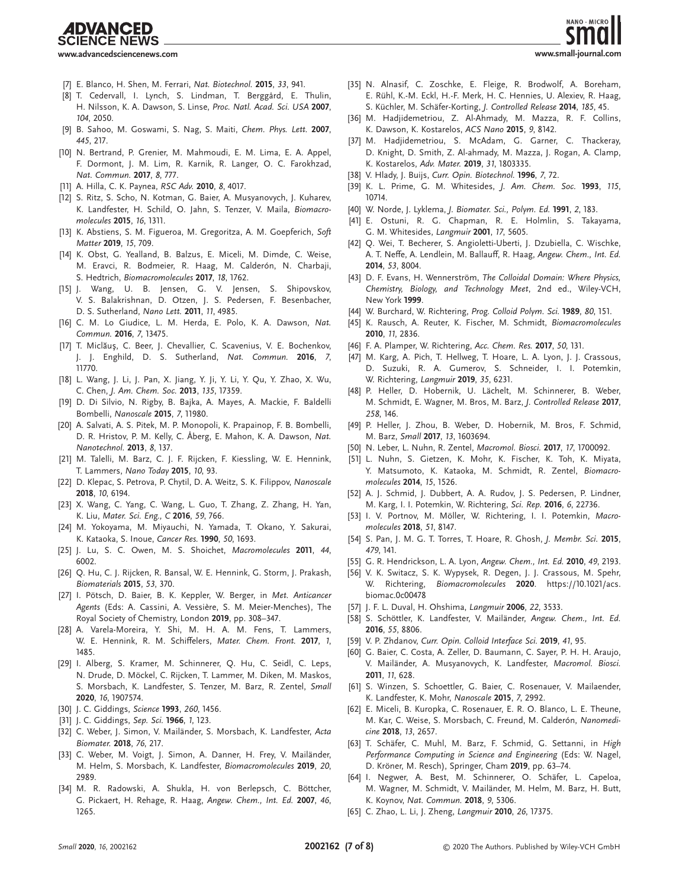[7] E. Blanco, H. Shen, M. Ferrari, *Nat. Biotechnol.* **2015**, *33*, 941.

[8] T. Cedervall, I. Lynch, S. Lindman, T. Berggård, E. Thulin, H. Nilsson, K. A. Dawson, S. Linse, *Proc. Natl. Acad. Sci. USA* **2007**, *104*, 2050.

[9] B. Sahoo, M. Goswami, S. Nag, S. Maiti, *Chem. Phys. Lett.* **2007**, *445*, 217.

[10] N. Bertrand, P. Grenier, M. Mahmoudi, E. M. Lima, E. A. Appel, F. Dormont, J. M. Lim, R. Karnik, R. Langer, O. C. Farokhzad, *Nat. Commun.* **2017**, *8*, 777.

[11] A. Hilla, C. K. Paynea, *RSC Adv.* **2010**, *8*, 4017.

[12] S. Ritz, S. Scho, N. Kotman, G. Baier, A. Musyanovych, J. Kuharev, K. Landfester, H. Schild, O. Jahn, S. Tenzer, V. Maila, *Biomacromolecules* **2015**, *16*, 1311.

[13] K. Abstiens, S. M. Figueroa, M. Gregoritza, A. M. Goepferich, *Soft Matter* **2019**, *15*, 709.

[14] K. Obst, G. Yealland, B. Balzus, E. Miceli, M. Dimde, C. Weise, M. Eravci, R. Bodmeier, R. Haag, M. Calderón, N. Charbaji, S. Hedtrich, *Biomacromolecules* **2017**, *18*, 1762.

[15] J. Wang, U. B. Jensen, G. V. Jensen, S. Shipovskov, V. S. Balakrishnan, D. Otzen, J. S. Pedersen, F. Besenbacher, D. S. Sutherland, *Nano Lett.* **2011**, *11*, 4985.

[16] C. M. Lo Giudice, L. M. Herda, E. Polo, K. A. Dawson, *Nat. Commun.* **2016**, *7*, 13475.

[17] T. Miclăuş, C. Beer, J. Chevallier, C. Scavenius, V. E. Bochenkov, J. J. Enghild, D. S. Sutherland, *Nat. Commun.* **2016**, *7*, 11770.

[18] L. Wang, J. Li, J. Pan, X. Jiang, Y. Ji, Y. Li, Y. Qu, Y. Zhao, X. Wu, C. Chen, *J. Am. Chem. Soc.* **2013**, *135*, 17359.

[19] D. Di Silvio, N. Rigby, B. Bajka, A. Mayes, A. Mackie, F. Baldelli Bombelli, *Nanoscale* **2015**, *7*, 11980.

[20] A. Salvati, A. S. Pitek, M. P. Monopoli, K. Prapainop, F. B. Bombelli, D. R. Hristov, P. M. Kelly, C. Åberg, E. Mahon, K. A. Dawson, *Nat. Nanotechnol.* **2013**, *8*, 137.

[21] M. Talelli, M. Barz, C. J. F. Rijcken, F. Kiessling, W. E. Hennink, T. Lammers, *Nano Today* **2015**, *10*, 93.

[22] D. Klepac, S. Petrova, P. Chytil, D. A. Weitz, S. K. Filippov, *Nanoscale* **2018**, *10*, 6194.

[23] X. Wang, C. Yang, C. Wang, L. Guo, T. Zhang, Z. Zhang, H. Yan, K. Liu, *Mater. Sci. Eng., C* **2016**, *59*, 766.

[24] M. Yokoyama, M. Miyauchi, N. Yamada, T. Okano, Y. Sakurai, K. Kataoka, S. Inoue, *Cancer Res.* **1990**, *50*, 1693.

[25] J. Lu, S. C. Owen, M. S. Shoichet, *Macromolecules* **2011**, *44*, 6002.

[26] Q. Hu, C. J. Rijcken, R. Bansal, W. E. Hennink, G. Storm, J. Prakash, *Biomaterials* **2015**, *53*, 370.

[27] I. Pötsch, D. Baier, B. K. Keppler, W. Berger, in *Met. Anticancer Agents* (Eds: A. Cassini, A. Vessière, S. M. Meier-Menches), The Royal Society of Chemistry, London **2019**, pp. 308–347.

[28] A. Varela-Moreira, Y. Shi, M. H. A. M. Fens, T. Lammers, W. E. Hennink, R. M. Schiffelers, *Mater. Chem. Front.* **2017**, *1*, 1485.

[29] I. Alberg, S. Kramer, M. Schinnerer, Q. Hu, C. Seidl, C. Leps, N. Drude, D. Möckel, C. Rijcken, T. Lammer, M. Diken, M. Maskos, S. Morsbach, K. Landfester, S. Tenzer, M. Barz, R. Zentel, *Small* **2020**, *16*, 1907574.

[30] J. C. Giddings, *Science* **1993**, *260*, 1456.

[31] J. C. Giddings, *Sep. Sci.* **1966**, *1*, 123.

[32] C. Weber, J. Simon, V. Mailänder, S. Morsbach, K. Landfester, *Acta Biomater.* **2018**, *76*, 217.

[33] C. Weber, M. Voigt, J. Simon, A. Danner, H. Frey, V. Mailänder, M. Helm, S. Morsbach, K. Landfester, *Biomacromolecules* **2019**, *20*, 2989.

[34] M. R. Radowski, A. Shukla, H. von Berlepsch, C. Böttcher, G. Pickaert, H. Rehage, R. Haag, *Angew. Chem., Int. Ed.* **2007**, *46*, 1265.

[35] N. Alnasif, C. Zoschke, E. Fleige, R. Brodwolf, A. Boreham, E. Rühl, K.-M. Eckl, H.-F. Merk, H. C. Hennies, U. Alexiev, R. Haag, S. Küchler, M. Schäfer-Korting, *J. Controlled Release* **2014**, *185*, 45.

[36] M. Hadjidemetriou, Z. Al-Ahmady, M. Mazza, R. F. Collins, K. Dawson, K. Kostarelos, *ACS Nano* **2015**, *9*, 8142.

[37] M. Hadjidemetriou, S. McAdam, G. Garner, C. Thackeray, D. Knight, D. Smith, Z. Al-ahmady, M. Mazza, J. Rogan, A. Clamp, K. Kostarelos, *Adv. Mater.* **2019**, *31*, 1803335.

[38] V. Hlady, J. Buijs, *Curr. Opin. Biotechnol.* **1996**, *7*, 72.

[39] K. L. Prime, G. M. Whitesides, *J. Am. Chem. Soc.* **1993**, *115*, 10714.

[40] W. Norde, J. Lyklema, *J. Biomater. Sci., Polym. Ed.* **1991**, *2*, 183.

[41] E. Ostuni, R. G. Chapman, R. E. Holmlin, S. Takayama, G. M. Whitesides, *Langmuir* **2001**, *17*, 5605.

[42] Q. Wei, T. Becherer, S. Angioletti-Uberti, J. Dzubiella, C. Wischke, A. T. Neffe, A. Lendlein, M. Ballauff, R. Haag, *Angew. Chem., Int. Ed.* **2014**, *53*, 8004.

[43] D. F. Evans, H. Wennerström, *The Colloidal Domain: Where Physics, Chemistry, Biology, and Technology Meet*, 2nd ed., Wiley-VCH, New York **1999**.

[44] W. Burchard, W. Richtering, *Prog. Colloid Polym. Sci.* **1989**, *80*, 151.

[45] K. Rausch, A. Reuter, K. Fischer, M. Schmidt, *Biomacromolecules* **2010**, *11*, 2836.

[46] F. A. Plamper, W. Richtering, *Acc. Chem. Res.* **2017**, *50*, 131.

[47] M. Karg, A. Pich, T. Hellweg, T. Hoare, L. A. Lyon, J. J. Crassous, D. Suzuki, R. A. Gumerov, S. Schneider, I. I. Potemkin, W. Richtering, *Langmuir* **2019**, *35*, 6231.

[48] P. Heller, D. Hobernik, U. Lächelt, M. Schinnerer, B. Weber, M. Schmidt, E. Wagner, M. Bros, M. Barz, *J. Controlled Release* **2017**, *258*, 146.

[49] P. Heller, J. Zhou, B. Weber, D. Hobernik, M. Bros, F. Schmid, M. Barz, *Small* **2017**, *13*, 1603694.

[50] N. Leber, L. Nuhn, R. Zentel, *Macromol. Biosci.* **2017**, *17*, 1700092.

[51] L. Nuhn, S. Gietzen, K. Mohr, K. Fischer, K. Toh, K. Miyata, Y. Matsumoto, K. Kataoka, M. Schmidt, R. Zentel, *Biomacromolecules* **2014**, *15*, 1526.

[52] A. J. Schmid, J. Dubbert, A. A. Rudov, J. S. Pedersen, P. Lindner, M. Karg, I. I. Potemkin, W. Richtering, *Sci. Rep.* **2016**, *6*, 22736.

[53] I. V. Portnov, M. Möller, W. Richtering, I. I. Potemkin, *Macromolecules* **2018**, *51*, 8147.

[54] S. Pan, J. M. G. T. Torres, T. Hoare, R. Ghosh, *J. Membr. Sci.* **2015**, *479*, 141.

[55] G. R. Hendrickson, L. A. Lyon, *Angew. Chem., Int. Ed.* **2010**, *49*, 2193.

[56] V. K. Switacz, S. K. Wypysek, R. Degen, J. J. Crassous, M. Spehr, W. Richtering, *Biomacromolecules* **2020**. https://10.1021/acs.biomac.0c00478

[57] J. F. L. Duval, H. Ohshima, *Langmuir* **2006**, *22*, 3533.

[58] S. Schöttler, K. Landfester, V. Mailänder, *Angew. Chem., Int. Ed.* **2016**, *55*, 8806.

[59] V. P. Zhdanov, *Curr. Opin. Colloid Interface Sci.* **2019**, *41*, 95.

[60] G. Baier, C. Costa, A. Zeller, D. Baumann, C. Sayer, P. H. H. Araujo, V. Mailänder, A. Musyanovych, K. Landfester, *Macromol. Biosci.* **2011**, *11*, 628.

[61] S. Winzen, S. Schoettler, G. Baier, C. Rosenauer, V. Mailaender, K. Landfester, K. Mohr, *Nanoscale* **2015**, *7*, 2992.

[62] E. Miceli, B. Kuropka, C. Rosenauer, E. R. O. Blanco, L. E. Theune, M. Kar, C. Weise, S. Morsbach, C. Freund, M. Calderón, *Nanomedicine* **2018**, *13*, 2657.

[63] T. Schäfer, C. Muhl, M. Barz, F. Schmid, G. Settanni, in *High Performance Computing in Science and Engineering* (Eds: W. Nagel, D. Kröner, M. Resch), Springer, Cham **2019**, pp. 63–74.

[64] I. Negwer, A. Best, M. Schinnerer, O. Schäfer, L. Capeloa, M. Wagner, M. Schmidt, V. Mailänder, M. Helm, M. Barz, H. Butt, K. Koynov, *Nat. Commun.* **2018**, *9*, 5306.

[65] C. Zhao, L. Li, J. Zheng, *Langmuir* **2010**, *26*, 17375.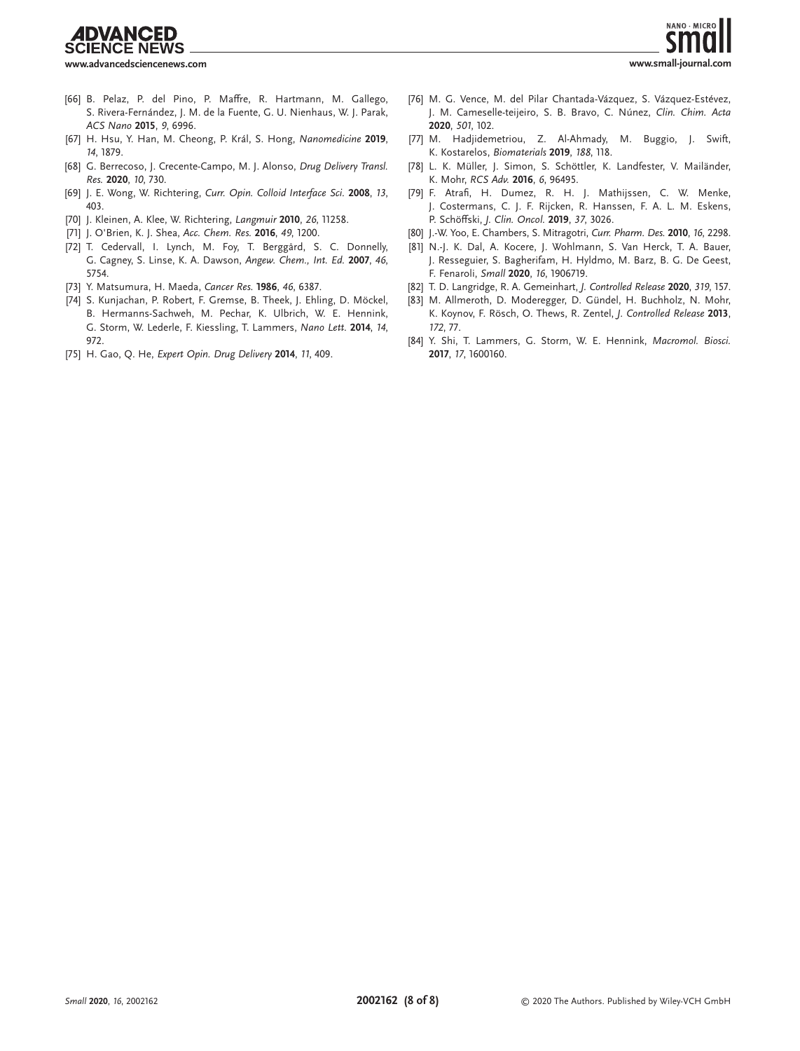[66] B. Pelaz, P. del Pino, P. Maffre, R. Hartmann, M. Gallego, S. Rivera-Fernández, J. M. de la Fuente, G. U. Nienhaus, W. J. Parak, *ACS Nano* **2015**, *9*, 6996.

[67] H. Hsu, Y. Han, M. Cheong, P. Král, S. Hong, *Nanomedicine* **2019**, *14*, 1879.

[68] G. Berrecoso, J. Crecente-Campo, M. J. Alonso, *Drug Delivery Transl. Res.* **2020**, *10*, 730.

[69] J. E. Wong, W. Richtering, *Curr. Opin. Colloid Interface Sci.* **2008**, *13*, 403.

[70] J. Kleinen, A. Klee, W. Richtering, *Langmuir* **2010**, *26*, 11258.

[71] J. O'Brien, K. J. Shea, *Acc. Chem. Res.* **2016**, *49*, 1200.

[72] T. Cedervall, I. Lynch, M. Foy, T. Berggård, S. C. Donnelly, G. Cagney, S. Linse, K. A. Dawson, *Angew. Chem., Int. Ed.* **2007**, *46*, 5754.

[73] Y. Matsumura, H. Maeda, *Cancer Res.* **1986**, *46*, 6387.

[74] S. Kunjachan, P. Robert, F. Gremse, B. Theek, J. Ehling, D. Möckel, B. Hermanns-Sachweh, M. Pechar, K. Ulbrich, W. E. Hennink, G. Storm, W. Lederle, F. Kiessling, T. Lammers, *Nano Lett.* **2014**, *14*, 972.

[75] H. Gao, Q. He, *Expert Opin. Drug Delivery* **2014**, *11*, 409.

[76] M. G. Vence, M. del Pilar Chantada-Vázquez, S. Vázquez-Estévez, J. M. Cameselle-teijeiro, S. B. Bravo, C. Núnez, *Clin. Chim. Acta* **2020**, *501*, 102.

[77] M. Hadjidemetriou, Z. Al-Ahmady, M. Buggio, J. Swift, K. Kostarelos, *Biomaterials* **2019**, *188*, 118.

[78] L. K. Müller, J. Simon, S. Schöttler, K. Landfester, V. Mailänder, K. Mohr, *RCS Adv.* **2016**, *6*, 96495.

[79] F. Atrafi, H. Dumez, R. H. J. Mathijssen, C. W. Menke, J. Costermans, C. J. F. Rijcken, R. Hanssen, F. A. L. M. Eskens, P. Schöffski, *J. Clin. Oncol.* **2019**, *37*, 3026.

[80] J.-W. Yoo, E. Chambers, S. Mitragotri, *Curr. Pharm. Des.* **2010**, *16*, 2298.

[81] N.-J. K. Dal, A. Kocere, J. Wohlmann, S. Van Herck, T. A. Bauer, J. Resseguier, S. Bagherifam, H. Hyldmo, M. Barz, B. G. De Geest, F. Fenaroli, *Small* **2020**, *16*, 1906719.

[82] T. D. Langridge, R. A. Gemeinhart, *J. Controlled Release* **2020**, *319*, 157.

[83] M. Allmeroth, D. Moderegger, D. Gündel, H. Buchholz, N. Mohr, K. Koynov, F. Rösch, O. Thews, R. Zentel, *J. Controlled Release* **2013**, *172*, 77.

[84] Y. Shi, T. Lammers, G. Storm, W. E. Hennink, *Macromol. Biosci.* **2017**, *17*, 1600160.